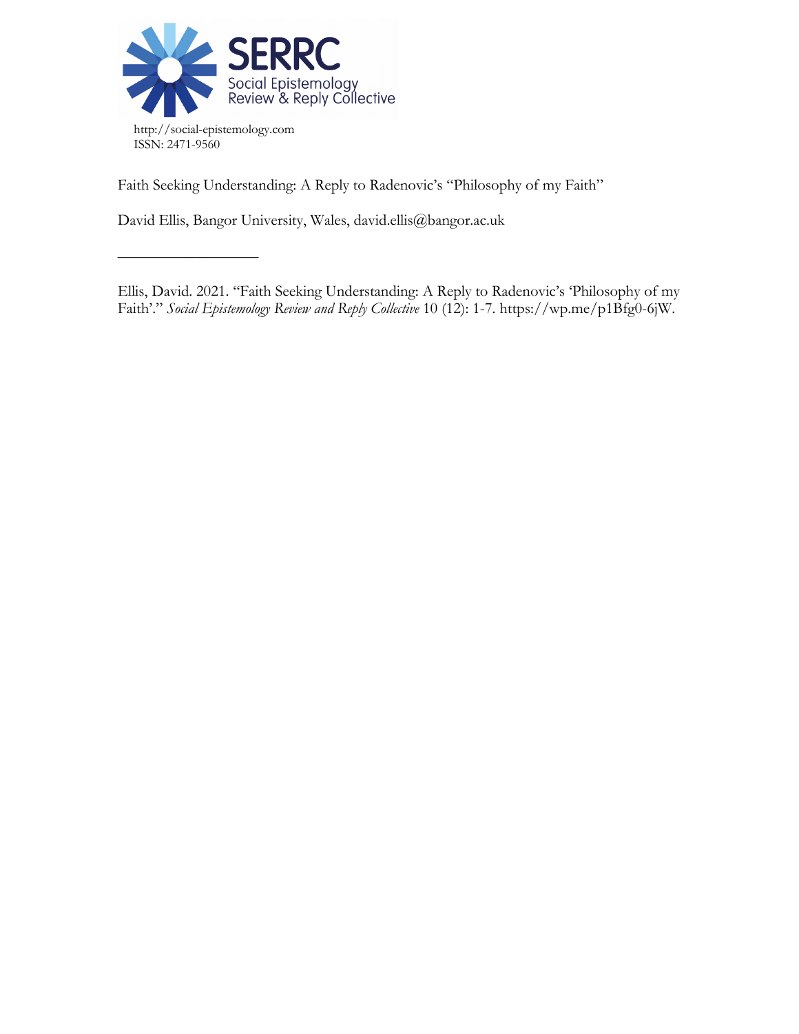SERRC

Social Epistemology Review & Reply Collective

http://social-epistemology.com
ISSN: 2471-9560

Faith Seeking Understanding: A Reply to Radenovic's "Philosophy of my Faith"

David Ellis, Bangor University, Wales, david.ellis@bangor.ac.uk

---

Ellis, David. 2021. "Faith Seeking Understanding: A Reply to Radenovic's 'Philosophy of my Faith'." *Social Epistemology Review and Reply Collective* 10 (12): 1-7. https://wp.me/p1Bfg0-6jW.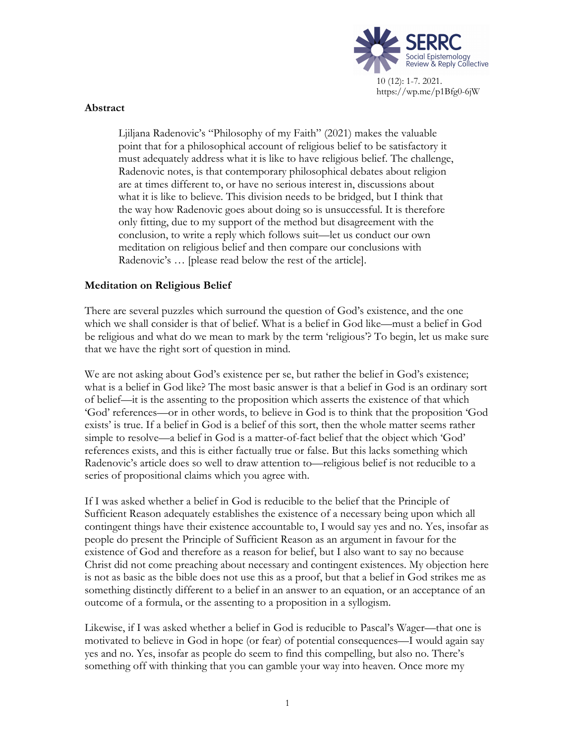### Abstract

> Ljiljana Radenovic's "Philosophy of my Faith" (2021) makes the valuable point that for a philosophical account of religious belief to be satisfactory it must adequately address what it is like to have religious belief. The challenge, Radenovic notes, is that contemporary philosophical debates about religion are at times different to, or have no serious interest in, discussions about what it is like to believe. This division needs to be bridged, but I think that the way how Radenovic goes about doing so is unsuccessful. It is therefore only fitting, due to my support of the method but disagreement with the conclusion, to write a reply which follows suit—let us conduct our own meditation on religious belief and then compare our conclusions with Radenovic's … [please read below the rest of the article].

### Meditation on Religious Belief

There are several puzzles which surround the question of God's existence, and the one which we shall consider is that of belief. What is a belief in God like—must a belief in God be religious and what do we mean to mark by the term 'religious'? To begin, let us make sure that we have the right sort of question in mind.

We are not asking about God's existence per se, but rather the belief in God's existence; what is a belief in God like? The most basic answer is that a belief in God is an ordinary sort of belief—it is the assenting to the proposition which asserts the existence of that which 'God' references—or in other words, to believe in God is to think that the proposition 'God exists' is true. If a belief in God is a belief of this sort, then the whole matter seems rather simple to resolve—a belief in God is a matter-of-fact belief that the object which 'God' references exists, and this is either factually true or false. But this lacks something which Radenovic's article does so well to draw attention to—religious belief is not reducible to a series of propositional claims which you agree with.

If I was asked whether a belief in God is reducible to the belief that the Principle of Sufficient Reason adequately establishes the existence of a necessary being upon which all contingent things have their existence accountable to, I would say yes and no. Yes, insofar as people do present the Principle of Sufficient Reason as an argument in favour for the existence of God and therefore as a reason for belief, but I also want to say no because Christ did not come preaching about necessary and contingent existences. My objection here is not as basic as the bible does not use this as a proof, but that a belief in God strikes me as something distinctly different to a belief in an answer to an equation, or an acceptance of an outcome of a formula, or the assenting to a proposition in a syllogism.

Likewise, if I was asked whether a belief in God is reducible to Pascal's Wager—that one is motivated to believe in God in hope (or fear) of potential consequences—I would again say yes and no. Yes, insofar as people do seem to find this compelling, but also no. There's something off with thinking that you can gamble your way into heaven. Once more my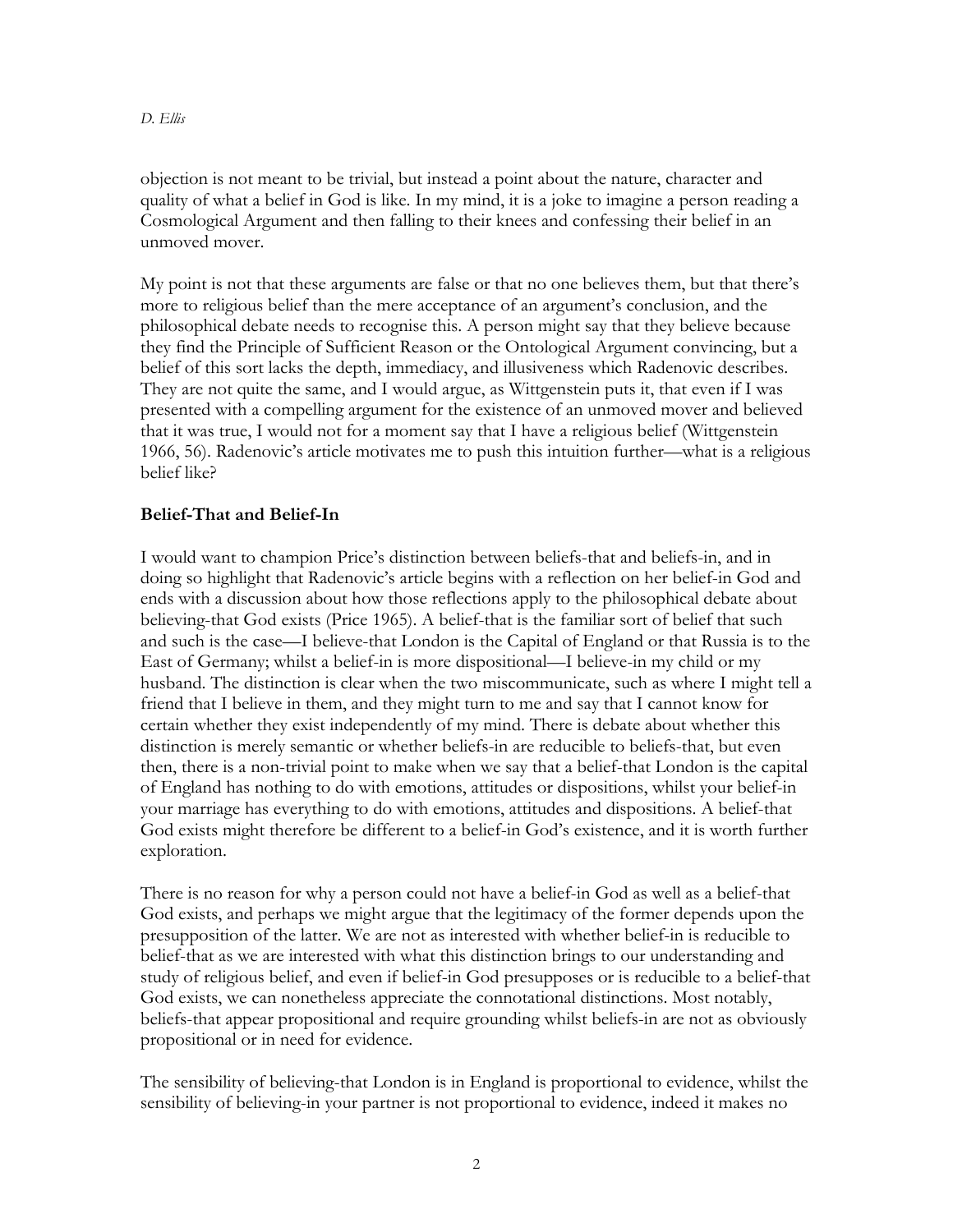objection is not meant to be trivial, but instead a point about the nature, character and quality of what a belief in God is like. In my mind, it is a joke to imagine a person reading a Cosmological Argument and then falling to their knees and confessing their belief in an unmoved mover.

My point is not that these arguments are false or that no one believes them, but that there's more to religious belief than the mere acceptance of an argument's conclusion, and the philosophical debate needs to recognise this. A person might say that they believe because they find the Principle of Sufficient Reason or the Ontological Argument convincing, but a belief of this sort lacks the depth, immediacy, and illusiveness which Radenovic describes. They are not quite the same, and I would argue, as Wittgenstein puts it, that even if I was presented with a compelling argument for the existence of an unmoved mover and believed that it was true, I would not for a moment say that I have a religious belief (Wittgenstein 1966, 56). Radenovic's article motivates me to push this intuition further—what is a religious belief like?

## Belief-That and Belief-In

I would want to champion Price's distinction between beliefs-that and beliefs-in, and in doing so highlight that Radenovic's article begins with a reflection on her belief-in God and ends with a discussion about how those reflections apply to the philosophical debate about believing-that God exists (Price 1965). A belief-that is the familiar sort of belief that such and such is the case—I believe-that London is the Capital of England or that Russia is to the East of Germany; whilst a belief-in is more dispositional—I believe-in my child or my husband. The distinction is clear when the two miscommunicate, such as where I might tell a friend that I believe in them, and they might turn to me and say that I cannot know for certain whether they exist independently of my mind. There is debate about whether this distinction is merely semantic or whether beliefs-in are reducible to beliefs-that, but even then, there is a non-trivial point to make when we say that a belief-that London is the capital of England has nothing to do with emotions, attitudes or dispositions, whilst your belief-in your marriage has everything to do with emotions, attitudes and dispositions. A belief-that God exists might therefore be different to a belief-in God's existence, and it is worth further exploration.

There is no reason for why a person could not have a belief-in God as well as a belief-that God exists, and perhaps we might argue that the legitimacy of the former depends upon the presupposition of the latter. We are not as interested with whether belief-in is reducible to belief-that as we are interested with what this distinction brings to our understanding and study of religious belief, and even if belief-in God presupposes or is reducible to a belief-that God exists, we can nonetheless appreciate the connotational distinctions. Most notably, beliefs-that appear propositional and require grounding whilst beliefs-in are not as obviously propositional or in need for evidence.

The sensibility of believing-that London is in England is proportional to evidence, whilst the sensibility of believing-in your partner is not proportional to evidence, indeed it makes no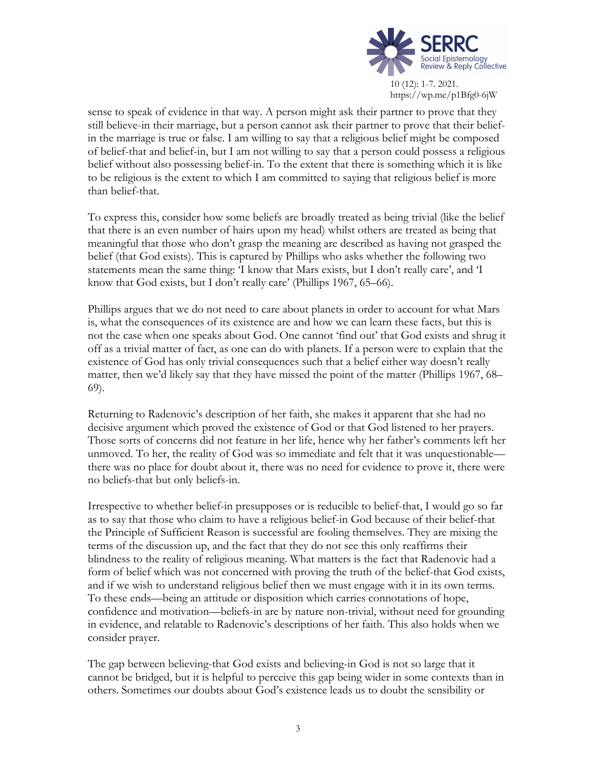sense to speak of evidence in that way. A person might ask their partner to prove that they still believe-in their marriage, but a person cannot ask their partner to prove that their belief-in the marriage is true or false. I am willing to say that a religious belief might be composed of belief-that and belief-in, but I am not willing to say that a person could possess a religious belief without also possessing belief-in. To the extent that there is something which it is like to be religious is the extent to which I am committed to saying that religious belief is more than belief-that.

To express this, consider how some beliefs are broadly treated as being trivial (like the belief that there is an even number of hairs upon my head) whilst others are treated as being that meaningful that those who don't grasp the meaning are described as having not grasped the belief (that God exists). This is captured by Phillips who asks whether the following two statements mean the same thing: 'I know that Mars exists, but I don't really care', and 'I know that God exists, but I don't really care' (Phillips 1967, 65–66).

Phillips argues that we do not need to care about planets in order to account for what Mars is, what the consequences of its existence are and how we can learn these facts, but this is not the case when one speaks about God. One cannot 'find out' that God exists and shrug it off as a trivial matter of fact, as one can do with planets. If a person were to explain that the existence of God has only trivial consequences such that a belief either way doesn't really matter, then we'd likely say that they have missed the point of the matter (Phillips 1967, 68–69).

Returning to Radenovic's description of her faith, she makes it apparent that she had no decisive argument which proved the existence of God or that God listened to her prayers. Those sorts of concerns did not feature in her life, hence why her father's comments left her unmoved. To her, the reality of God was so immediate and felt that it was unquestionable—there was no place for doubt about it, there was no need for evidence to prove it, there were no beliefs-that but only beliefs-in.

Irrespective to whether belief-in presupposes or is reducible to belief-that, I would go so far as to say that those who claim to have a religious belief-in God because of their belief-that the Principle of Sufficient Reason is successful are fooling themselves. They are mixing the terms of the discussion up, and the fact that they do not see this only reaffirms their blindness to the reality of religious meaning. What matters is the fact that Radenovic had a form of belief which was not concerned with proving the truth of the belief-that God exists, and if we wish to understand religious belief then we must engage with it in its own terms. To these ends—being an attitude or disposition which carries connotations of hope, confidence and motivation—beliefs-in are by nature non-trivial, without need for grounding in evidence, and relatable to Radenovic's descriptions of her faith. This also holds when we consider prayer.

The gap between believing-that God exists and believing-in God is not so large that it cannot be bridged, but it is helpful to perceive this gap being wider in some contexts than in others. Sometimes our doubts about God's existence leads us to doubt the sensibility or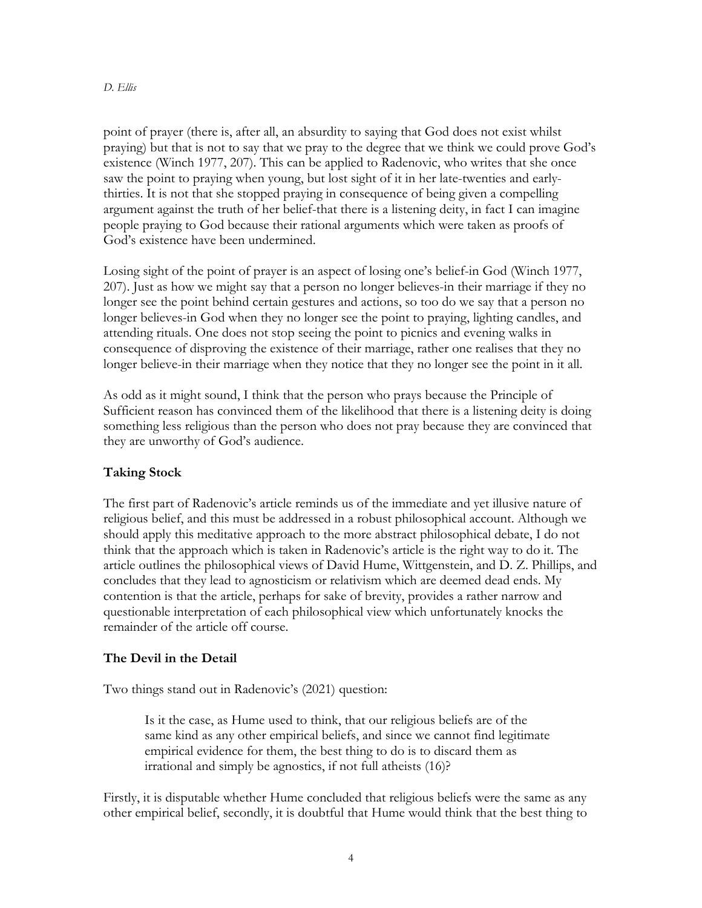point of prayer (there is, after all, an absurdity to saying that God does not exist whilst praying) but that is not to say that we pray to the degree that we think we could prove God's existence (Winch 1977, 207). This can be applied to Radenovic, who writes that she once saw the point to praying when young, but lost sight of it in her late-twenties and early-thirties. It is not that she stopped praying in consequence of being given a compelling argument against the truth of her belief-that there is a listening deity, in fact I can imagine people praying to God because their rational arguments which were taken as proofs of God's existence have been undermined.

Losing sight of the point of prayer is an aspect of losing one's belief-in God (Winch 1977, 207). Just as how we might say that a person no longer believes-in their marriage if they no longer see the point behind certain gestures and actions, so too do we say that a person no longer believes-in God when they no longer see the point to praying, lighting candles, and attending rituals. One does not stop seeing the point to picnics and evening walks in consequence of disproving the existence of their marriage, rather one realises that they no longer believe-in their marriage when they notice that they no longer see the point in it all.

As odd as it might sound, I think that the person who prays because the Principle of Sufficient reason has convinced them of the likelihood that there is a listening deity is doing something less religious than the person who does not pray because they are convinced that they are unworthy of God's audience.

## Taking Stock

The first part of Radenovic's article reminds us of the immediate and yet illusive nature of religious belief, and this must be addressed in a robust philosophical account. Although we should apply this meditative approach to the more abstract philosophical debate, I do not think that the approach which is taken in Radenovic's article is the right way to do it. The article outlines the philosophical views of David Hume, Wittgenstein, and D. Z. Phillips, and concludes that they lead to agnosticism or relativism which are deemed dead ends. My contention is that the article, perhaps for sake of brevity, provides a rather narrow and questionable interpretation of each philosophical view which unfortunately knocks the remainder of the article off course.

## The Devil in the Detail

Two things stand out in Radenovic's (2021) question:

> Is it the case, as Hume used to think, that our religious beliefs are of the same kind as any other empirical beliefs, and since we cannot find legitimate empirical evidence for them, the best thing to do is to discard them as irrational and simply be agnostics, if not full atheists (16)?

Firstly, it is disputable whether Hume concluded that religious beliefs were the same as any other empirical belief, secondly, it is doubtful that Hume would think that the best thing to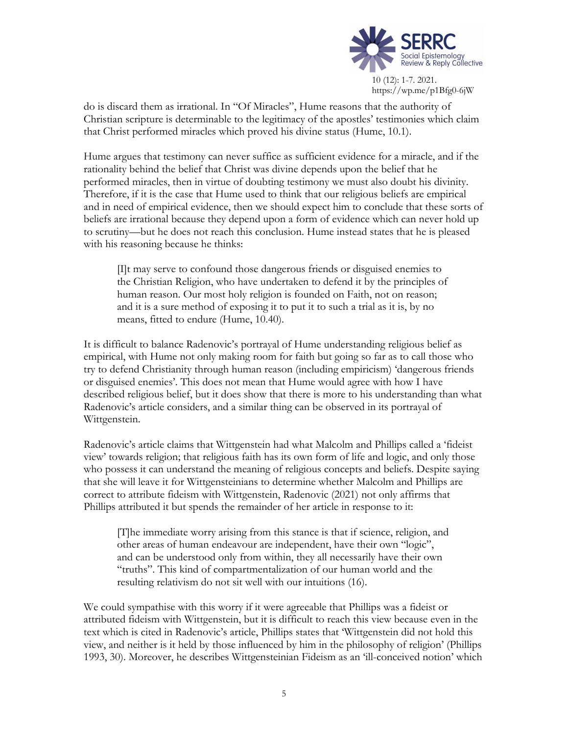do is discard them as irrational. In "Of Miracles", Hume reasons that the authority of Christian scripture is determinable to the legitimacy of the apostles' testimonies which claim that Christ performed miracles which proved his divine status (Hume, 10.1).

Hume argues that testimony can never suffice as sufficient evidence for a miracle, and if the rationality behind the belief that Christ was divine depends upon the belief that he performed miracles, then in virtue of doubting testimony we must also doubt his divinity. Therefore, if it is the case that Hume used to think that our religious beliefs are empirical and in need of empirical evidence, then we should expect him to conclude that these sorts of beliefs are irrational because they depend upon a form of evidence which can never hold up to scrutiny—but he does not reach this conclusion. Hume instead states that he is pleased with his reasoning because he thinks:

> [I]t may serve to confound those dangerous friends or disguised enemies to the Christian Religion, who have undertaken to defend it by the principles of human reason. Our most holy religion is founded on Faith, not on reason; and it is a sure method of exposing it to put it to such a trial as it is, by no means, fitted to endure (Hume, 10.40).

It is difficult to balance Radenovic's portrayal of Hume understanding religious belief as empirical, with Hume not only making room for faith but going so far as to call those who try to defend Christianity through human reason (including empiricism) 'dangerous friends or disguised enemies'. This does not mean that Hume would agree with how I have described religious belief, but it does show that there is more to his understanding than what Radenovic's article considers, and a similar thing can be observed in its portrayal of Wittgenstein.

Radenovic's article claims that Wittgenstein had what Malcolm and Phillips called a 'fideist view' towards religion; that religious faith has its own form of life and logic, and only those who possess it can understand the meaning of religious concepts and beliefs. Despite saying that she will leave it for Wittgensteinians to determine whether Malcolm and Phillips are correct to attribute fideism with Wittgenstein, Radenovic (2021) not only affirms that Phillips attributed it but spends the remainder of her article in response to it:

> [T]he immediate worry arising from this stance is that if science, religion, and other areas of human endeavour are independent, have their own "logic", and can be understood only from within, they all necessarily have their own "truths". This kind of compartmentalization of our human world and the resulting relativism do not sit well with our intuitions (16).

We could sympathise with this worry if it were agreeable that Phillips was a fideist or attributed fideism with Wittgenstein, but it is difficult to reach this view because even in the text which is cited in Radenovic's article, Phillips states that 'Wittgenstein did not hold this view, and neither is it held by those influenced by him in the philosophy of religion' (Phillips 1993, 30). Moreover, he describes Wittgensteinian Fideism as an 'ill-conceived notion' which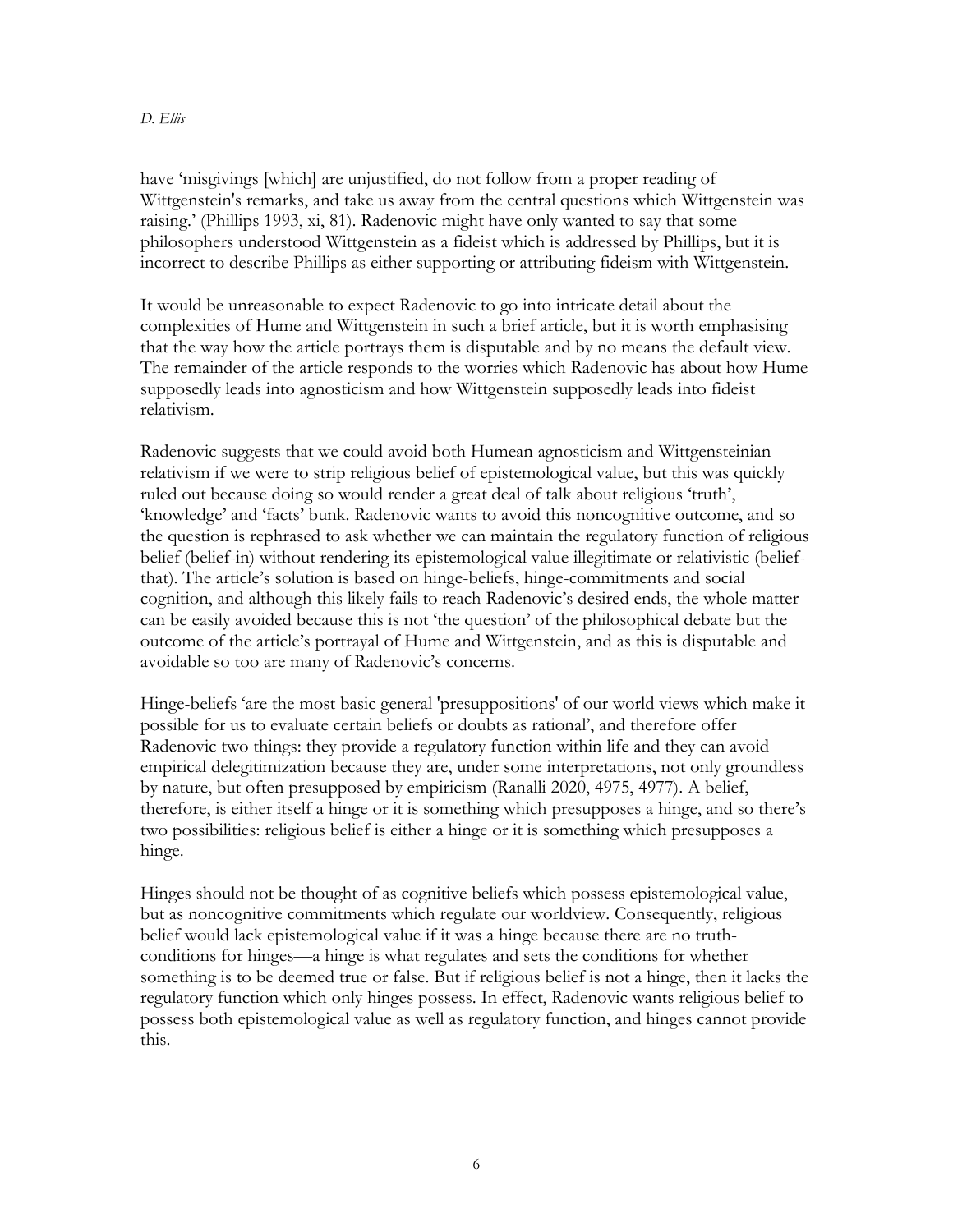have 'misgivings [which] are unjustified, do not follow from a proper reading of Wittgenstein's remarks, and take us away from the central questions which Wittgenstein was raising.' (Phillips 1993, xi, 81). Radenovic might have only wanted to say that some philosophers understood Wittgenstein as a fideist which is addressed by Phillips, but it is incorrect to describe Phillips as either supporting or attributing fideism with Wittgenstein.

It would be unreasonable to expect Radenovic to go into intricate detail about the complexities of Hume and Wittgenstein in such a brief article, but it is worth emphasising that the way how the article portrays them is disputable and by no means the default view. The remainder of the article responds to the worries which Radenovic has about how Hume supposedly leads into agnosticism and how Wittgenstein supposedly leads into fideist relativism.

Radenovic suggests that we could avoid both Humean agnosticism and Wittgensteinian relativism if we were to strip religious belief of epistemological value, but this was quickly ruled out because doing so would render a great deal of talk about religious 'truth', 'knowledge' and 'facts' bunk. Radenovic wants to avoid this noncognitive outcome, and so the question is rephrased to ask whether we can maintain the regulatory function of religious belief (belief-in) without rendering its epistemological value illegitimate or relativistic (belief-that). The article's solution is based on hinge-beliefs, hinge-commitments and social cognition, and although this likely fails to reach Radenovic's desired ends, the whole matter can be easily avoided because this is not 'the question' of the philosophical debate but the outcome of the article's portrayal of Hume and Wittgenstein, and as this is disputable and avoidable so too are many of Radenovic's concerns.

Hinge-beliefs 'are the most basic general 'presuppositions' of our world views which make it possible for us to evaluate certain beliefs or doubts as rational', and therefore offer Radenovic two things: they provide a regulatory function within life and they can avoid empirical delegitimization because they are, under some interpretations, not only groundless by nature, but often presupposed by empiricism (Ranalli 2020, 4975, 4977). A belief, therefore, is either itself a hinge or it is something which presupposes a hinge, and so there's two possibilities: religious belief is either a hinge or it is something which presupposes a hinge.

Hinges should not be thought of as cognitive beliefs which possess epistemological value, but as noncognitive commitments which regulate our worldview. Consequently, religious belief would lack epistemological value if it was a hinge because there are no truth-conditions for hinges—a hinge is what regulates and sets the conditions for whether something is to be deemed true or false. But if religious belief is not a hinge, then it lacks the regulatory function which only hinges possess. In effect, Radenovic wants religious belief to possess both epistemological value as well as regulatory function, and hinges cannot provide this.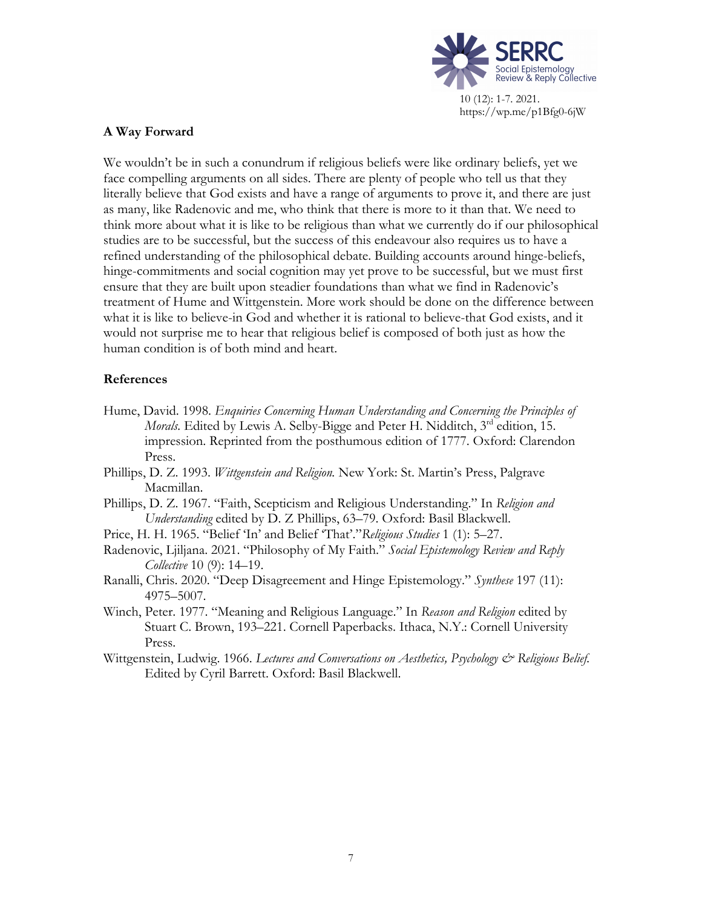## A Way Forward

We wouldn't be in such a conundrum if religious beliefs were like ordinary beliefs, yet we face compelling arguments on all sides. There are plenty of people who tell us that they literally believe that God exists and have a range of arguments to prove it, and there are just as many, like Radenovic and me, who think that there is more to it than that. We need to think more about what it is like to be religious than what we currently do if our philosophical studies are to be successful, but the success of this endeavour also requires us to have a refined understanding of the philosophical debate. Building accounts around hinge-beliefs, hinge-commitments and social cognition may yet prove to be successful, but we must first ensure that they are built upon steadier foundations than what we find in Radenovic's treatment of Hume and Wittgenstein. More work should be done on the difference between what it is like to believe-in God and whether it is rational to believe-that God exists, and it would not surprise me to hear that religious belief is composed of both just as how the human condition is of both mind and heart.

## References

Hume, David. 1998. *Enquiries Concerning Human Understanding and Concerning the Principles of Morals.* Edited by Lewis A. Selby-Bigge and Peter H. Nidditch, 3rd edition, 15. impression. Reprinted from the posthumous edition of 1777. Oxford: Clarendon Press.

Phillips, D. Z. 1993. *Wittgenstein and Religion.* New York: St. Martin's Press, Palgrave Macmillan.

Phillips, D. Z. 1967. "Faith, Scepticism and Religious Understanding." In *Religion and Understanding* edited by D. Z Phillips, 63–79. Oxford: Basil Blackwell.

Price, H. H. 1965. "Belief 'In' and Belief 'That'."*Religious Studies* 1 (1): 5–27.

Radenovic, Ljiljana. 2021. "Philosophy of My Faith." *Social Epistemology Review and Reply Collective* 10 (9): 14–19.

Ranalli, Chris. 2020. "Deep Disagreement and Hinge Epistemology." *Synthese* 197 (11): 4975–5007.

Winch, Peter. 1977. "Meaning and Religious Language." In *Reason and Religion* edited by Stuart C. Brown, 193–221. Cornell Paperbacks. Ithaca, N.Y.: Cornell University Press.

Wittgenstein, Ludwig. 1966. *Lectures and Conversations on Aesthetics, Psychology & Religious Belief.* Edited by Cyril Barrett. Oxford: Basil Blackwell.